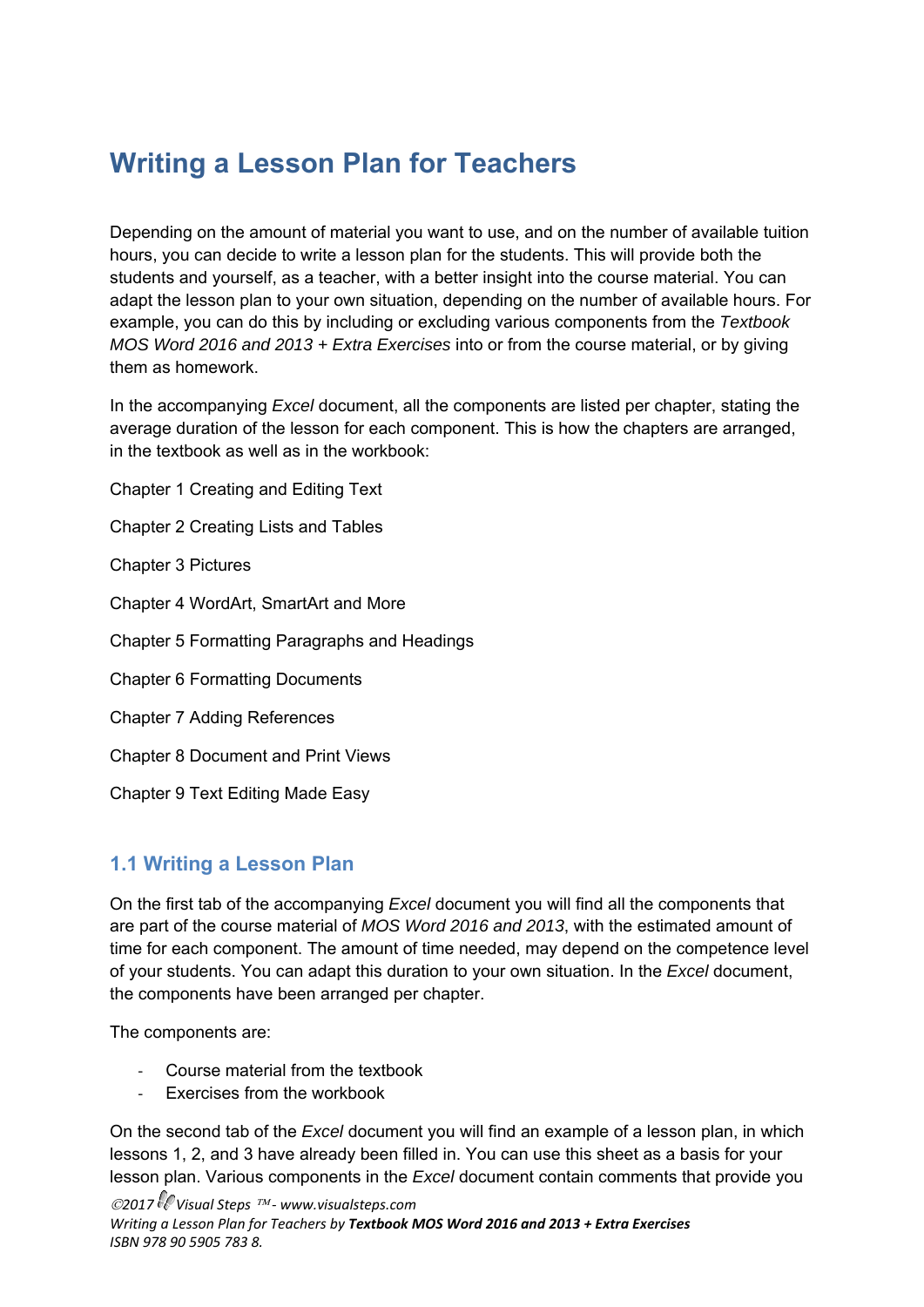# Writing a Lesson Plan for Teachers

Depending on the amount of material you want to use, and on the number of available tuition hours, you can decide to write a lesson plan for the students. This will provide both the students and yourself, as a teacher, with a better insight into the course material. You can adapt the lesson plan to your own situation, depending on the number of available hours. For example, you can do this by including or excluding various components from the *Textbook MOS Word 2016 and 2013 + Extra Exercises* into or from the course material, or by giving them as homework.

In the accompanying *Excel* document, all the components are listed per chapter, stating the average duration of the lesson for each component. This is how the chapters are arranged, in the textbook as well as in the workbook:

Chapter 1 Creating and Editing Text

Chapter 2 Creating Lists and Tables

Chapter 3 Pictures

Chapter 4 WordArt, SmartArt and More

Chapter 5 Formatting Paragraphs and Headings

Chapter 6 Formatting Documents

Chapter 7 Adding References

Chapter 8 Document and Print Views

Chapter 9 Text Editing Made Easy

## 1.1 Writing a Lesson Plan

On the first tab of the accompanying *Excel* document you will find all the components that are part of the course material of *MOS Word 2016 and 2013*, with the estimated amount of time for each component. The amount of time needed, may depend on the competence level of your students. You can adapt this duration to your own situation. In the *Excel* document, the components have been arranged per chapter.

The components are:

- Course material from the textbook
- Exercises from the workbook

On the second tab of the *Excel* document you will find an example of a lesson plan, in which lessons 1, 2, and 3 have already been filled in. You can use this sheet as a basis for your lesson plan. Various components in the *Excel* document contain comments that provide you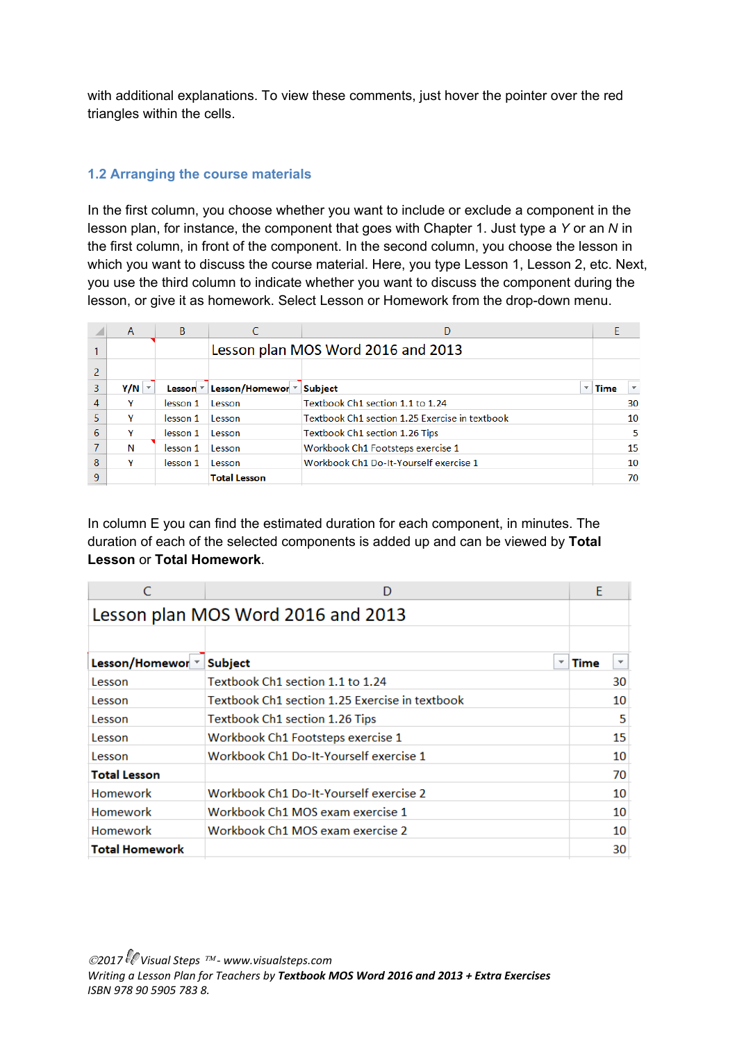with additional explanations. To view these comments, just hover the pointer over the red triangles within the cells.

## 1.2 Arranging the course materials

In the first column, you choose whether you want to include or exclude a component in the lesson plan, for instance, the component that goes with Chapter 1. Just type a *Y* or an *N* in the first column, in front of the component. In the second column, you choose the lesson in which you want to discuss the course material. Here, you type Lesson 1, Lesson 2, etc. Next, you use the third column to indicate whether you want to discuss the component during the lesson, or give it as homework. Select Lesson or Homework from the drop-down menu.

| | A | B | C | D | E |
|---|---|---|---|---|---|
| 1 | | | Lesson plan MOS Word 2016 and 2013 | | |
| 2 | | | | | |
| 3 | **Y/N** | **Lesson** | **Lesson/Homewor** | **Subject** | **Time** |
| 4 | Y | lesson 1 | Lesson | Textbook Ch1 section 1.1 to 1.24 | 30 |
| 5 | Y | lesson 1 | Lesson | Textbook Ch1 section 1.25 Exercise in textbook | 10 |
| 6 | Y | lesson 1 | Lesson | Textbook Ch1 section 1.26 Tips | 5 |
| 7 | N | lesson 1 | Lesson | Workbook Ch1 Footsteps exercise 1 | 15 |
| 8 | Y | lesson 1 | Lesson | Workbook Ch1 Do-It-Yourself exercise 1 | 10 |
| 9 | | | **Total Lesson** | | 70 |

In column E you can find the estimated duration for each component, in minutes. The duration of each of the selected components is added up and can be viewed by **Total Lesson** or **Total Homework**.

| C | D | E |
|---|---|---|
| Lesson plan MOS Word 2016 and 2013 | | |
| | | |
| **Lesson/Homewor** | **Subject** | **Time** |
| Lesson | Textbook Ch1 section 1.1 to 1.24 | 30 |
| Lesson | Textbook Ch1 section 1.25 Exercise in textbook | 10 |
| Lesson | Textbook Ch1 section 1.26 Tips | 5 |
| Lesson | Workbook Ch1 Footsteps exercise 1 | 15 |
| Lesson | Workbook Ch1 Do-It-Yourself exercise 1 | 10 |
| **Total Lesson** | | 70 |
| Homework | Workbook Ch1 Do-It-Yourself exercise 2 | 10 |
| Homework | Workbook Ch1 MOS exam exercise 1 | 10 |
| Homework | Workbook Ch1 MOS exam exercise 2 | 10 |
| **Total Homework** | | 30 |

*©2017 Visual Steps ™ - www.visualsteps.com*
*Writing a Lesson Plan for Teachers by* ***Textbook MOS Word 2016 and 2013 + Extra Exercises***
*ISBN 978 90 5905 783 8.*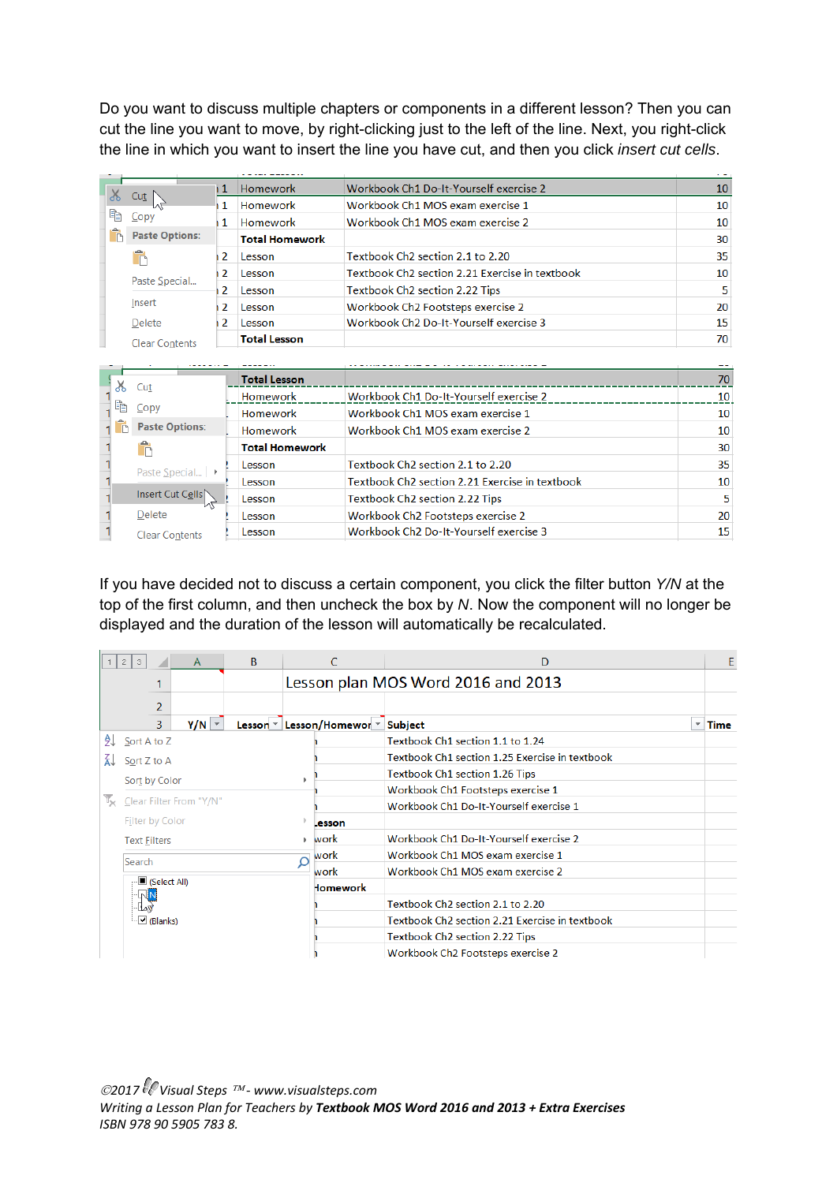Do you want to discuss multiple chapters or components in a different lesson? Then you can cut the line you want to move, by right-clicking just to the left of the line. Next, you right-click the line in which you want to insert the line you have cut, and then you click *insert cut cells*.

| | Lesson/Homework | Subject | Time |
|---|---|---|---|
| 1 | Homework | Workbook Ch1 Do-It-Yourself exercise 2 | 10 |
| 1 | Homework | Workbook Ch1 MOS exam exercise 1 | 10 |
| 1 | Homework | Workbook Ch1 MOS exam exercise 2 | 10 |
| | **Total Homework** | | 30 |
| 2 | Lesson | Textbook Ch2 section 2.1 to 2.20 | 35 |
| 2 | Lesson | Textbook Ch2 section 2.21 Exercise in textbook | 10 |
| 2 | Lesson | Textbook Ch2 section 2.22 Tips | 5 |
| 2 | Lesson | Workbook Ch2 Footsteps exercise 2 | 20 |
| 2 | Lesson | Workbook Ch2 Do-It-Yourself exercise 3 | 15 |
| | **Total Lesson** | | 70 |

| Lesson/Homework | Subject | Time |
|---|---|---|
| **Total Lesson** | | 70 |
| Homework | Workbook Ch1 Do-It-Yourself exercise 2 | 10 |
| Homework | Workbook Ch1 MOS exam exercise 1 | 10 |
| Homework | Workbook Ch1 MOS exam exercise 2 | 10 |
| **Total Homework** | | 30 |
| Lesson | Textbook Ch2 section 2.1 to 2.20 | 35 |
| Lesson | Textbook Ch2 section 2.21 Exercise in textbook | 10 |
| Lesson | Textbook Ch2 section 2.22 Tips | 5 |
| Lesson | Workbook Ch2 Footsteps exercise 2 | 20 |
| Lesson | Workbook Ch2 Do-It-Yourself exercise 3 | 15 |

If you have decided not to discuss a certain component, you click the filter button *Y/N* at the top of the first column, and then uncheck the box by *N*. Now the component will no longer be displayed and the duration of the lesson will automatically be recalculated.

Lesson plan MOS Word 2016 and 2013

| Y/N | Lesson | Lesson/Homework | Subject | Time |
|---|---|---|---|---|
| | | | Textbook Ch1 section 1.1 to 1.24 | |
| | | | Textbook Ch1 section 1.25 Exercise in textbook | |
| | | | Textbook Ch1 section 1.26 Tips | |
| | | | Workbook Ch1 Footsteps exercise 1 | |
| | | | Workbook Ch1 Do-It-Yourself exercise 1 | |
| | | Lesson | | |
| | | work | Workbook Ch1 Do-It-Yourself exercise 2 | |
| | | work | Workbook Ch1 MOS exam exercise 1 | |
| | | work | Workbook Ch1 MOS exam exercise 2 | |
| | | Homework | | |
| | | | Textbook Ch2 section 2.1 to 2.20 | |
| | | | Textbook Ch2 section 2.21 Exercise in textbook | |
| | | | Textbook Ch2 section 2.22 Tips | |
| | | | Workbook Ch2 Footsteps exercise 2 | |

©2017 Visual Steps ™ - www.visualsteps.com
*Writing a Lesson Plan for Teachers by* ***Textbook MOS Word 2016 and 2013 + Extra Exercises***
*ISBN 978 90 5905 783 8.*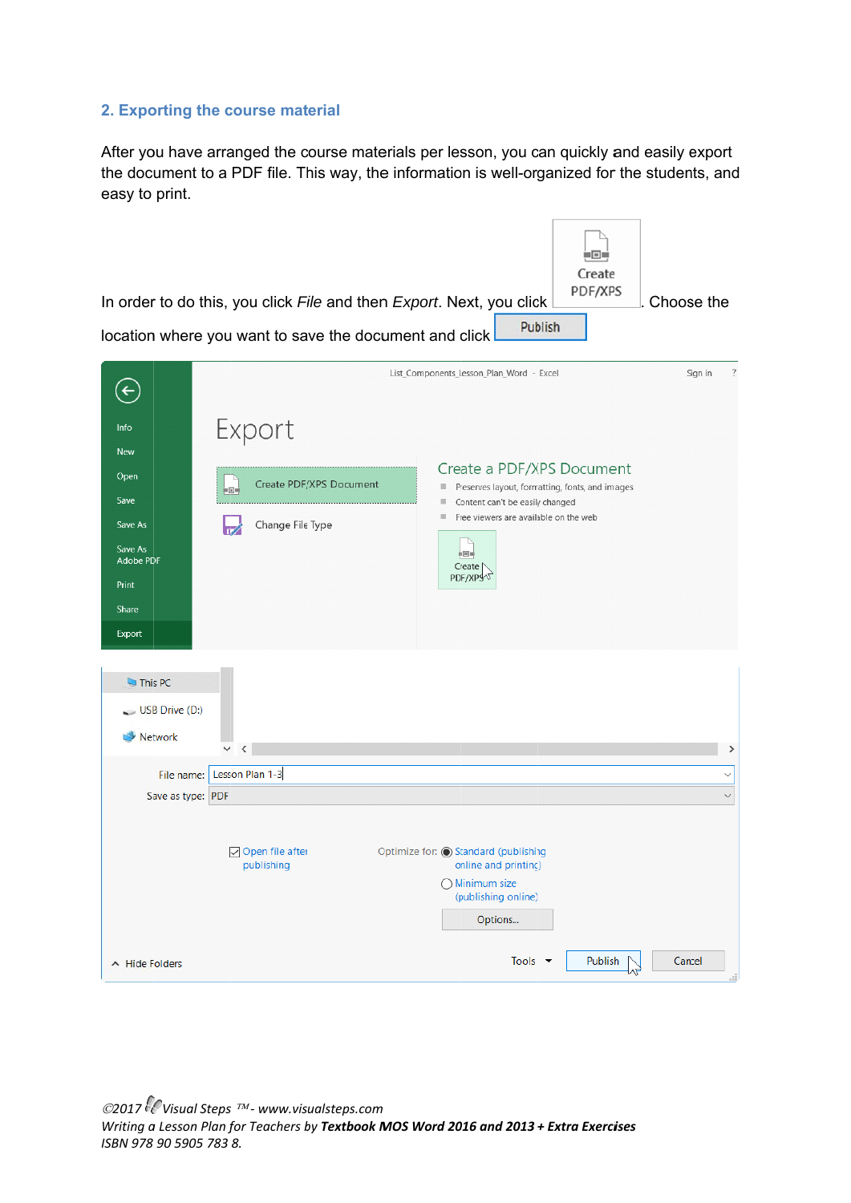## 2. Exporting the course material

After you have arranged the course materials per lesson, you can quickly and easily export the document to a PDF file. This way, the information is well-organized for the students, and easy to print.

In order to do this, you click *File* and then *Export*. Next, you click Create PDF/XPS. Choose the location where you want to save the document and click Publish

©2017 Visual Steps ™ - www.visualsteps.com
*Writing a Lesson Plan for Teachers by **Textbook MOS Word 2016 and 2013 + Extra Exercises***
*ISBN 978 90 5905 783 8.*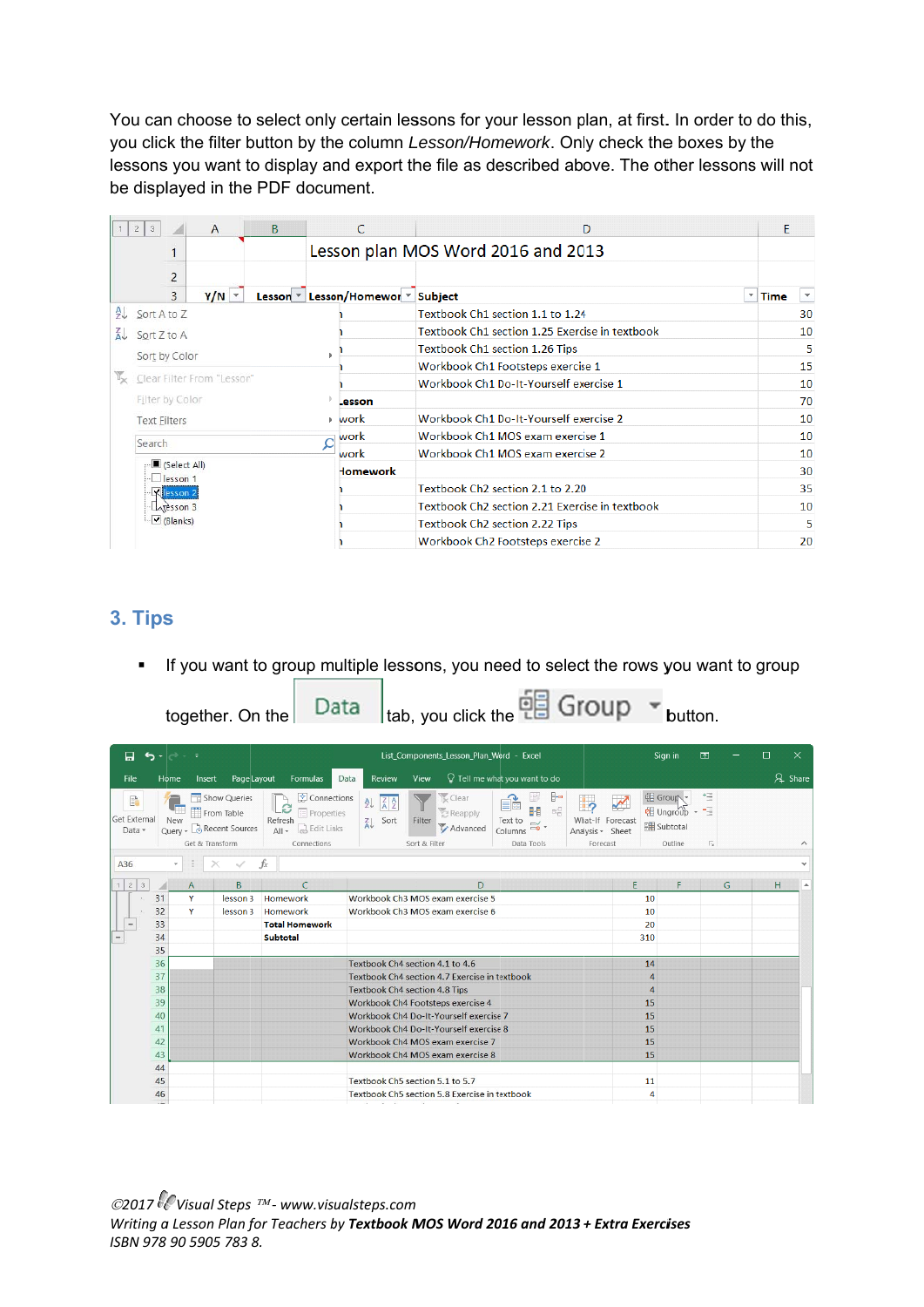You can choose to select only certain lessons for your lesson plan, at first. In order to do this, you click the filter button by the column *Lesson/Homework*. Only check the boxes by the lessons you want to display and export the file as described above. The other lessons will not be displayed in the PDF document.

## 3. Tips

- If you want to group multiple lessons, you need to select the rows you want to group together. On the Data tab, you click the Group button.

©2017 Visual Steps ™ - www.visualsteps.com
*Writing a Lesson Plan for Teachers by* ***Textbook MOS Word 2016 and 2013 + Extra Exercises***
*ISBN 978 90 5905 783 8.*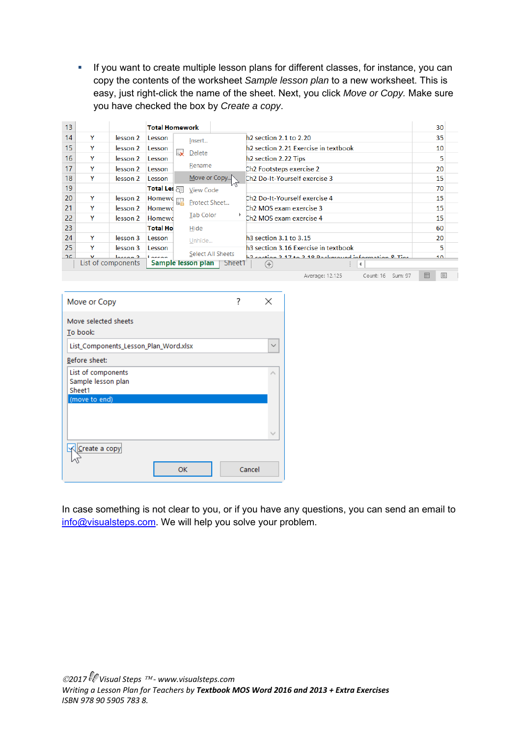- If you want to create multiple lesson plans for different classes, for instance, you can copy the contents of the worksheet *Sample lesson plan* to a new worksheet. This is easy, just right-click the name of the sheet. Next, you click *Move or Copy*. Make sure you have checked the box by *Create a copy*.

In case something is not clear to you, or if you have any questions, you can send an email to info@visualsteps.com. We will help you solve your problem.

*©2017 Visual Steps ™- www.visualsteps.com*
*Writing a Lesson Plan for Teachers by* ***Textbook MOS Word 2016 and 2013 + Extra Exercises***
*ISBN 978 90 5905 783 8.*